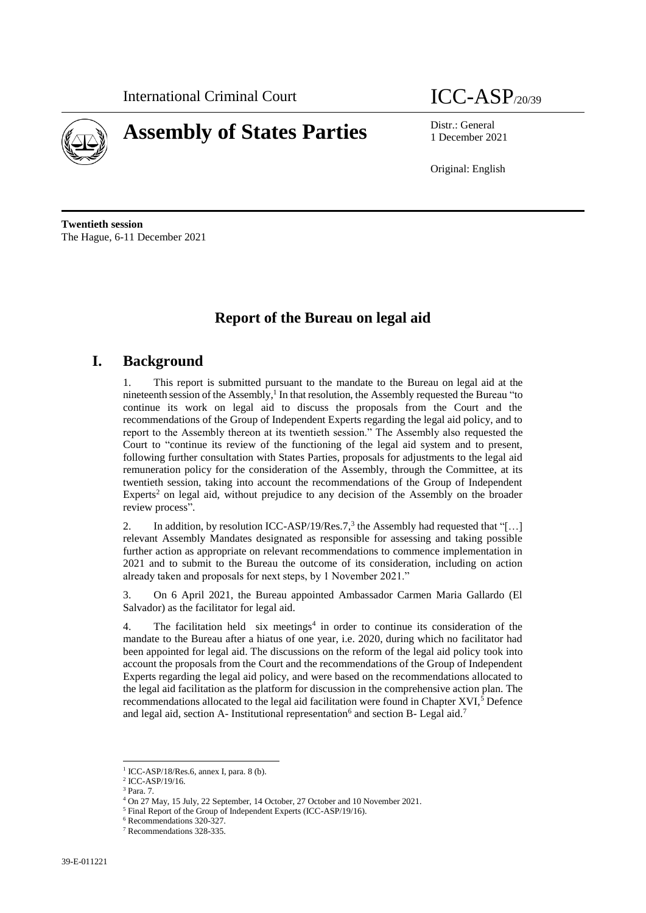International Criminal Court

ICC-ASP/20/39

# Assembly of States Parties

Distr.: General
1 December 2021

Original: English

**Twentieth session**
The Hague, 6-11 December 2021

## Report of the Bureau on legal aid

## I. Background

1. This report is submitted pursuant to the mandate to the Bureau on legal aid at the nineteenth session of the Assembly,[1] In that resolution, the Assembly requested the Bureau "to continue its work on legal aid to discuss the proposals from the Court and the recommendations of the Group of Independent Experts regarding the legal aid policy, and to report to the Assembly thereon at its twentieth session." The Assembly also requested the Court to "continue its review of the functioning of the legal aid system and to present, following further consultation with States Parties, proposals for adjustments to the legal aid remuneration policy for the consideration of the Assembly, through the Committee, at its twentieth session, taking into account the recommendations of the Group of Independent Experts[2] on legal aid, without prejudice to any decision of the Assembly on the broader review process".

2. In addition, by resolution ICC-ASP/19/Res.7,[3] the Assembly had requested that "[…] relevant Assembly Mandates designated as responsible for assessing and taking possible further action as appropriate on relevant recommendations to commence implementation in 2021 and to submit to the Bureau the outcome of its consideration, including on action already taken and proposals for next steps, by 1 November 2021."

3. On 6 April 2021, the Bureau appointed Ambassador Carmen Maria Gallardo (El Salvador) as the facilitator for legal aid.

4. The facilitation held six meetings[4] in order to continue its consideration of the mandate to the Bureau after a hiatus of one year, i.e. 2020, during which no facilitator had been appointed for legal aid. The discussions on the reform of the legal aid policy took into account the proposals from the Court and the recommendations of the Group of Independent Experts regarding the legal aid policy, and were based on the recommendations allocated to the legal aid facilitation as the platform for discussion in the comprehensive action plan. The recommendations allocated to the legal aid facilitation were found in Chapter XVI,[5] Defence and legal aid, section A- Institutional representation[6] and section B- Legal aid.[7]

---

[1] ICC-ASP/18/Res.6, annex I, para. 8 (b).
[2] ICC-ASP/19/16.
[3] Para. 7.
[4] On 27 May, 15 July, 22 September, 14 October, 27 October and 10 November 2021.
[5] Final Report of the Group of Independent Experts (ICC-ASP/19/16).
[6] Recommendations 320-327.
[7] Recommendations 328-335.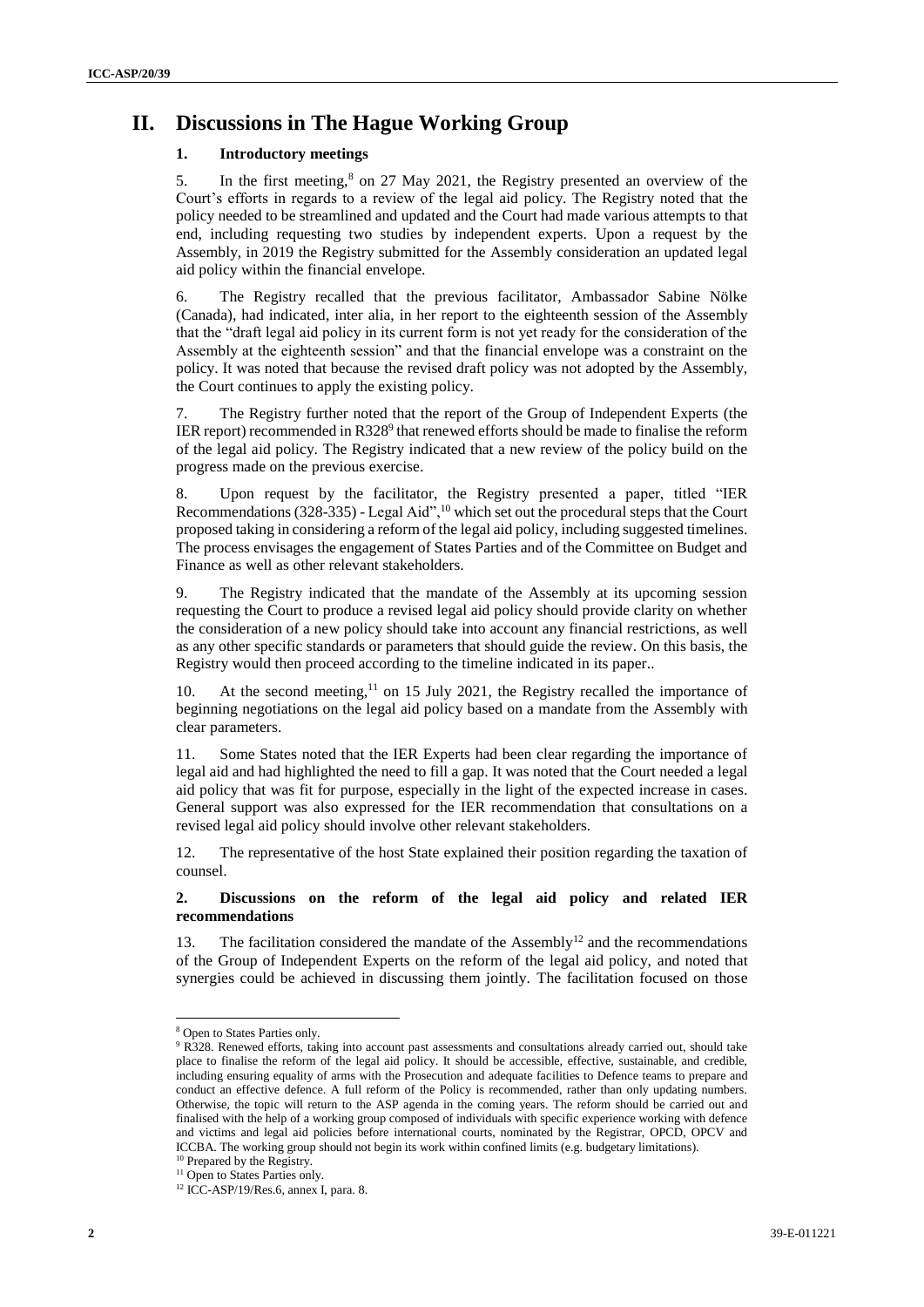# II. Discussions in The Hague Working Group

### 1. Introductory meetings

5. In the first meeting,[8] on 27 May 2021, the Registry presented an overview of the Court's efforts in regards to a review of the legal aid policy. The Registry noted that the policy needed to be streamlined and updated and the Court had made various attempts to that end, including requesting two studies by independent experts. Upon a request by the Assembly, in 2019 the Registry submitted for the Assembly consideration an updated legal aid policy within the financial envelope.

6. The Registry recalled that the previous facilitator, Ambassador Sabine Nölke (Canada), had indicated, inter alia, in her report to the eighteenth session of the Assembly that the "draft legal aid policy in its current form is not yet ready for the consideration of the Assembly at the eighteenth session" and that the financial envelope was a constraint on the policy. It was noted that because the revised draft policy was not adopted by the Assembly, the Court continues to apply the existing policy.

7. The Registry further noted that the report of the Group of Independent Experts (the IER report) recommended in R328[9] that renewed efforts should be made to finalise the reform of the legal aid policy. The Registry indicated that a new review of the policy build on the progress made on the previous exercise.

8. Upon request by the facilitator, the Registry presented a paper, titled "IER Recommendations (328-335) - Legal Aid",[10] which set out the procedural steps that the Court proposed taking in considering a reform of the legal aid policy, including suggested timelines. The process envisages the engagement of States Parties and of the Committee on Budget and Finance as well as other relevant stakeholders.

9. The Registry indicated that the mandate of the Assembly at its upcoming session requesting the Court to produce a revised legal aid policy should provide clarity on whether the consideration of a new policy should take into account any financial restrictions, as well as any other specific standards or parameters that should guide the review. On this basis, the Registry would then proceed according to the timeline indicated in its paper..

10. At the second meeting,[11] on 15 July 2021, the Registry recalled the importance of beginning negotiations on the legal aid policy based on a mandate from the Assembly with clear parameters.

11. Some States noted that the IER Experts had been clear regarding the importance of legal aid and had highlighted the need to fill a gap. It was noted that the Court needed a legal aid policy that was fit for purpose, especially in the light of the expected increase in cases. General support was also expressed for the IER recommendation that consultations on a revised legal aid policy should involve other relevant stakeholders.

12. The representative of the host State explained their position regarding the taxation of counsel.

### 2. Discussions on the reform of the legal aid policy and related IER recommendations

13. The facilitation considered the mandate of the Assembly[12] and the recommendations of the Group of Independent Experts on the reform of the legal aid policy, and noted that synergies could be achieved in discussing them jointly. The facilitation focused on those

---

[8] Open to States Parties only.

[9] R328. Renewed efforts, taking into account past assessments and consultations already carried out, should take place to finalise the reform of the legal aid policy. It should be accessible, effective, sustainable, and credible, including ensuring equality of arms with the Prosecution and adequate facilities to Defence teams to prepare and conduct an effective defence. A full reform of the Policy is recommended, rather than only updating numbers. Otherwise, the topic will return to the ASP agenda in the coming years. The reform should be carried out and finalised with the help of a working group composed of individuals with specific experience working with defence and victims and legal aid policies before international courts, nominated by the Registrar, OPCD, OPCV and ICCBA. The working group should not begin its work within confined limits (e.g. budgetary limitations).

[10] Prepared by the Registry.

[11] Open to States Parties only.

[12] ICC-ASP/19/Res.6, annex I, para. 8.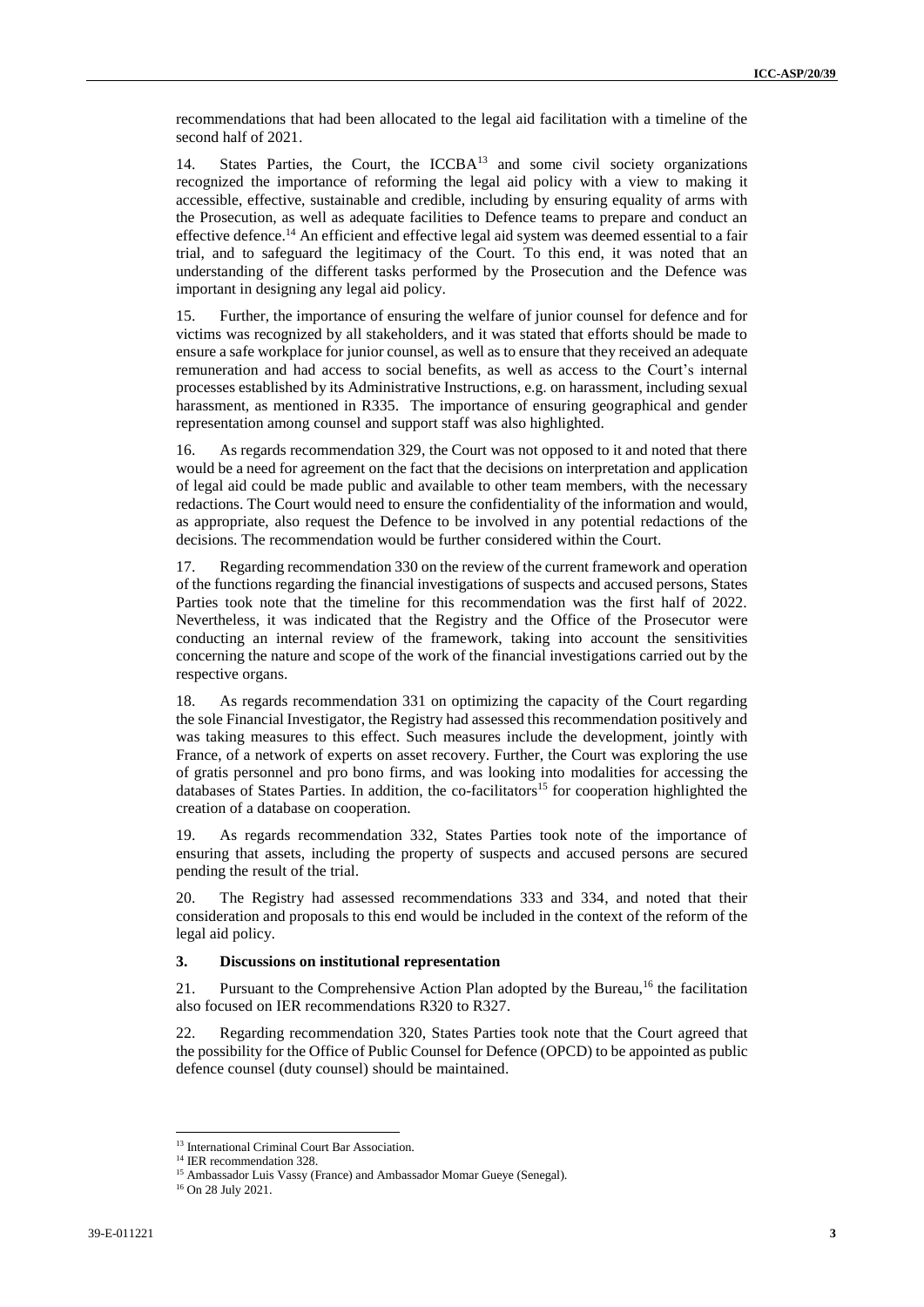recommendations that had been allocated to the legal aid facilitation with a timeline of the second half of 2021.

14. States Parties, the Court, the ICCBA[13] and some civil society organizations recognized the importance of reforming the legal aid policy with a view to making it accessible, effective, sustainable and credible, including by ensuring equality of arms with the Prosecution, as well as adequate facilities to Defence teams to prepare and conduct an effective defence.[14] An efficient and effective legal aid system was deemed essential to a fair trial, and to safeguard the legitimacy of the Court. To this end, it was noted that an understanding of the different tasks performed by the Prosecution and the Defence was important in designing any legal aid policy.

15. Further, the importance of ensuring the welfare of junior counsel for defence and for victims was recognized by all stakeholders, and it was stated that efforts should be made to ensure a safe workplace for junior counsel, as well as to ensure that they received an adequate remuneration and had access to social benefits, as well as access to the Court's internal processes established by its Administrative Instructions, e.g. on harassment, including sexual harassment, as mentioned in R335. The importance of ensuring geographical and gender representation among counsel and support staff was also highlighted.

16. As regards recommendation 329, the Court was not opposed to it and noted that there would be a need for agreement on the fact that the decisions on interpretation and application of legal aid could be made public and available to other team members, with the necessary redactions. The Court would need to ensure the confidentiality of the information and would, as appropriate, also request the Defence to be involved in any potential redactions of the decisions. The recommendation would be further considered within the Court.

17. Regarding recommendation 330 on the review of the current framework and operation of the functions regarding the financial investigations of suspects and accused persons, States Parties took note that the timeline for this recommendation was the first half of 2022. Nevertheless, it was indicated that the Registry and the Office of the Prosecutor were conducting an internal review of the framework, taking into account the sensitivities concerning the nature and scope of the work of the financial investigations carried out by the respective organs.

18. As regards recommendation 331 on optimizing the capacity of the Court regarding the sole Financial Investigator, the Registry had assessed this recommendation positively and was taking measures to this effect. Such measures include the development, jointly with France, of a network of experts on asset recovery. Further, the Court was exploring the use of gratis personnel and pro bono firms, and was looking into modalities for accessing the databases of States Parties. In addition, the co-facilitators[15] for cooperation highlighted the creation of a database on cooperation.

19. As regards recommendation 332, States Parties took note of the importance of ensuring that assets, including the property of suspects and accused persons are secured pending the result of the trial.

20. The Registry had assessed recommendations 333 and 334, and noted that their consideration and proposals to this end would be included in the context of the reform of the legal aid policy.

### 3. Discussions on institutional representation

21. Pursuant to the Comprehensive Action Plan adopted by the Bureau,[16] the facilitation also focused on IER recommendations R320 to R327.

22. Regarding recommendation 320, States Parties took note that the Court agreed that the possibility for the Office of Public Counsel for Defence (OPCD) to be appointed as public defence counsel (duty counsel) should be maintained.

---

[13] International Criminal Court Bar Association.

[14] IER recommendation 328.

[15] Ambassador Luis Vassy (France) and Ambassador Momar Gueye (Senegal).

[16] On 28 July 2021.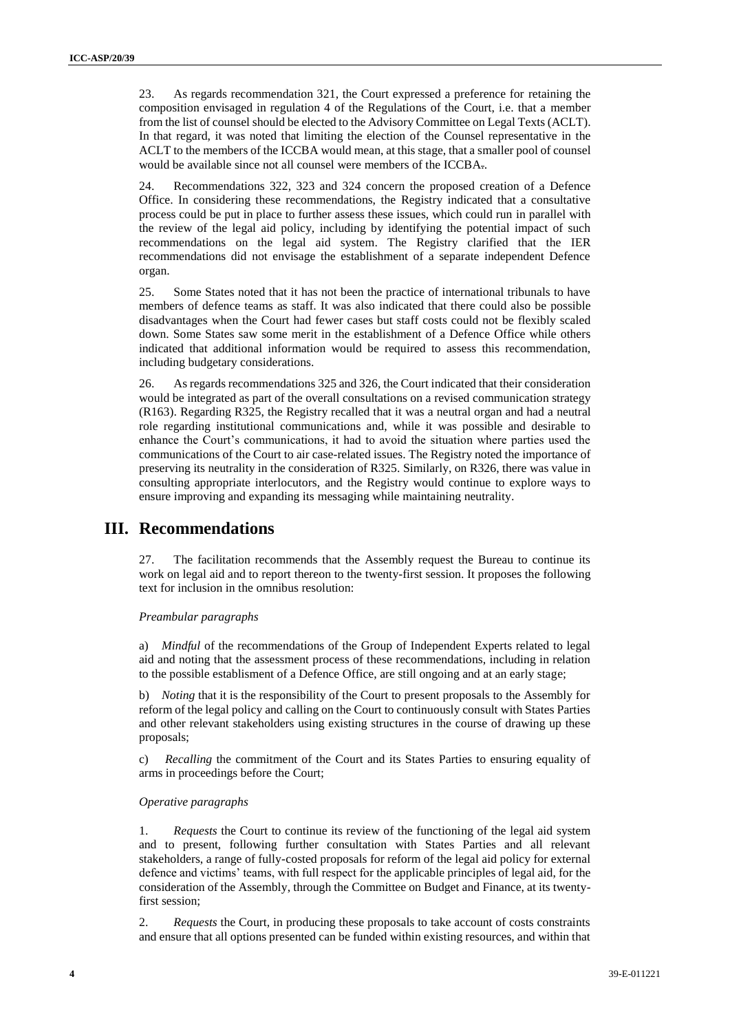23. As regards recommendation 321, the Court expressed a preference for retaining the composition envisaged in regulation 4 of the Regulations of the Court, i.e. that a member from the list of counsel should be elected to the Advisory Committee on Legal Texts (ACLT). In that regard, it was noted that limiting the election of the Counsel representative in the ACLT to the members of the ICCBA would mean, at this stage, that a smaller pool of counsel would be available since not all counsel were members of the ICCBA..

24. Recommendations 322, 323 and 324 concern the proposed creation of a Defence Office. In considering these recommendations, the Registry indicated that a consultative process could be put in place to further assess these issues, which could run in parallel with the review of the legal aid policy, including by identifying the potential impact of such recommendations on the legal aid system. The Registry clarified that the IER recommendations did not envisage the establishment of a separate independent Defence organ.

25. Some States noted that it has not been the practice of international tribunals to have members of defence teams as staff. It was also indicated that there could also be possible disadvantages when the Court had fewer cases but staff costs could not be flexibly scaled down. Some States saw some merit in the establishment of a Defence Office while others indicated that additional information would be required to assess this recommendation, including budgetary considerations.

26. As regards recommendations 325 and 326, the Court indicated that their consideration would be integrated as part of the overall consultations on a revised communication strategy (R163). Regarding R325, the Registry recalled that it was a neutral organ and had a neutral role regarding institutional communications and, while it was possible and desirable to enhance the Court's communications, it had to avoid the situation where parties used the communications of the Court to air case-related issues. The Registry noted the importance of preserving its neutrality in the consideration of R325. Similarly, on R326, there was value in consulting appropriate interlocutors, and the Registry would continue to explore ways to ensure improving and expanding its messaging while maintaining neutrality.

# III. Recommendations

27. The facilitation recommends that the Assembly request the Bureau to continue its work on legal aid and to report thereon to the twenty-first session. It proposes the following text for inclusion in the omnibus resolution:

*Preambular paragraphs*

a) *Mindful* of the recommendations of the Group of Independent Experts related to legal aid and noting that the assessment process of these recommendations, including in relation to the possible establisment of a Defence Office, are still ongoing and at an early stage;

b) *Noting* that it is the responsibility of the Court to present proposals to the Assembly for reform of the legal policy and calling on the Court to continuously consult with States Parties and other relevant stakeholders using existing structures in the course of drawing up these proposals;

c) *Recalling* the commitment of the Court and its States Parties to ensuring equality of arms in proceedings before the Court;

*Operative paragraphs*

1. *Requests* the Court to continue its review of the functioning of the legal aid system and to present, following further consultation with States Parties and all relevant stakeholders, a range of fully-costed proposals for reform of the legal aid policy for external defence and victims' teams, with full respect for the applicable principles of legal aid, for the consideration of the Assembly, through the Committee on Budget and Finance, at its twenty-first session;

2. *Requests* the Court, in producing these proposals to take account of costs constraints and ensure that all options presented can be funded within existing resources, and within that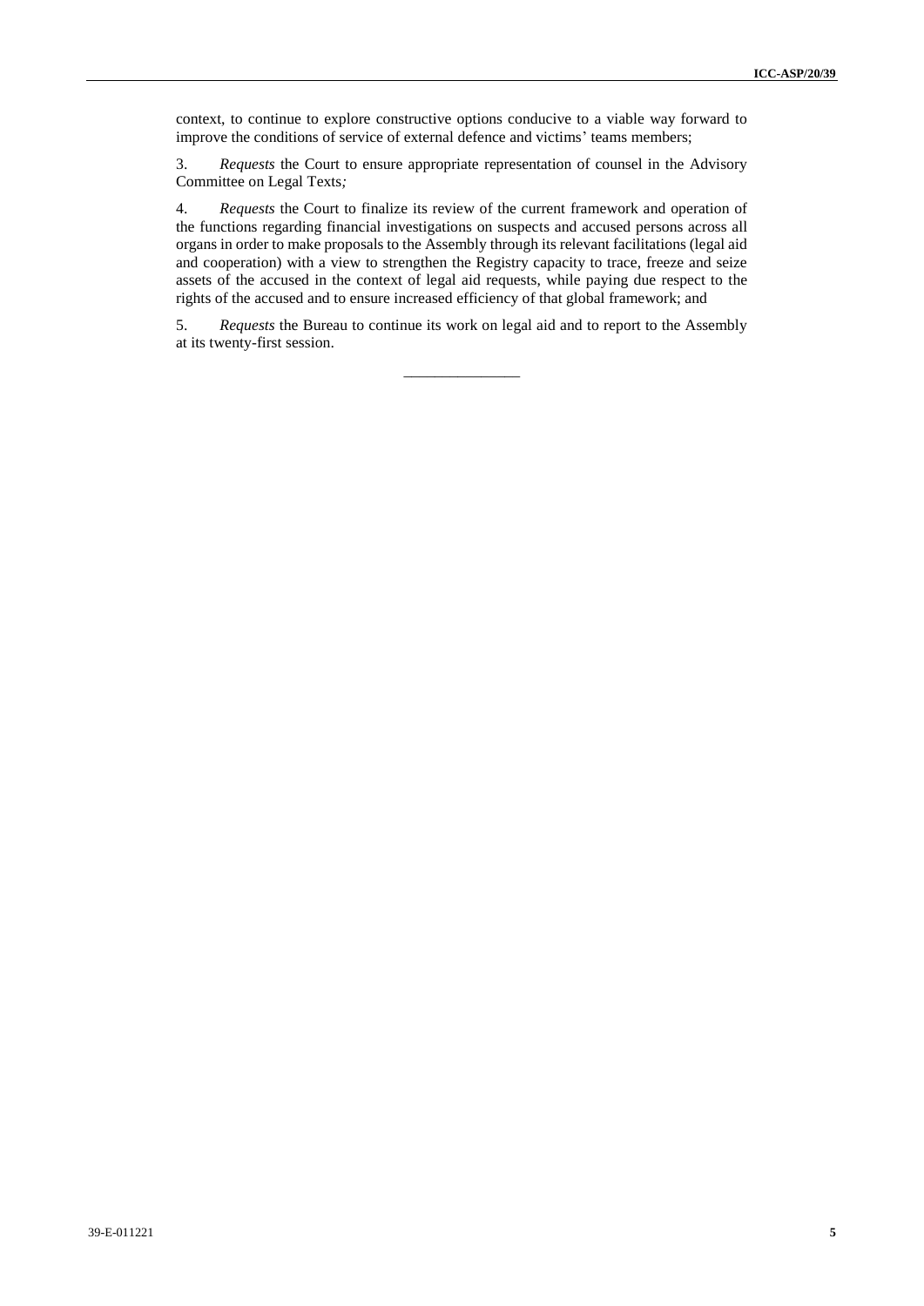context, to continue to explore constructive options conducive to a viable way forward to improve the conditions of service of external defence and victims' teams members;

3. *Requests* the Court to ensure appropriate representation of counsel in the Advisory Committee on Legal Texts*;*

4. *Requests* the Court to finalize its review of the current framework and operation of the functions regarding financial investigations on suspects and accused persons across all organs in order to make proposals to the Assembly through its relevant facilitations (legal aid and cooperation) with a view to strengthen the Registry capacity to trace, freeze and seize assets of the accused in the context of legal aid requests, while paying due respect to the rights of the accused and to ensure increased efficiency of that global framework; and

5. *Requests* the Bureau to continue its work on legal aid and to report to the Assembly at its twenty-first session.

\_\_\_\_\_\_\_\_\_\_\_\_\_\_\_\_